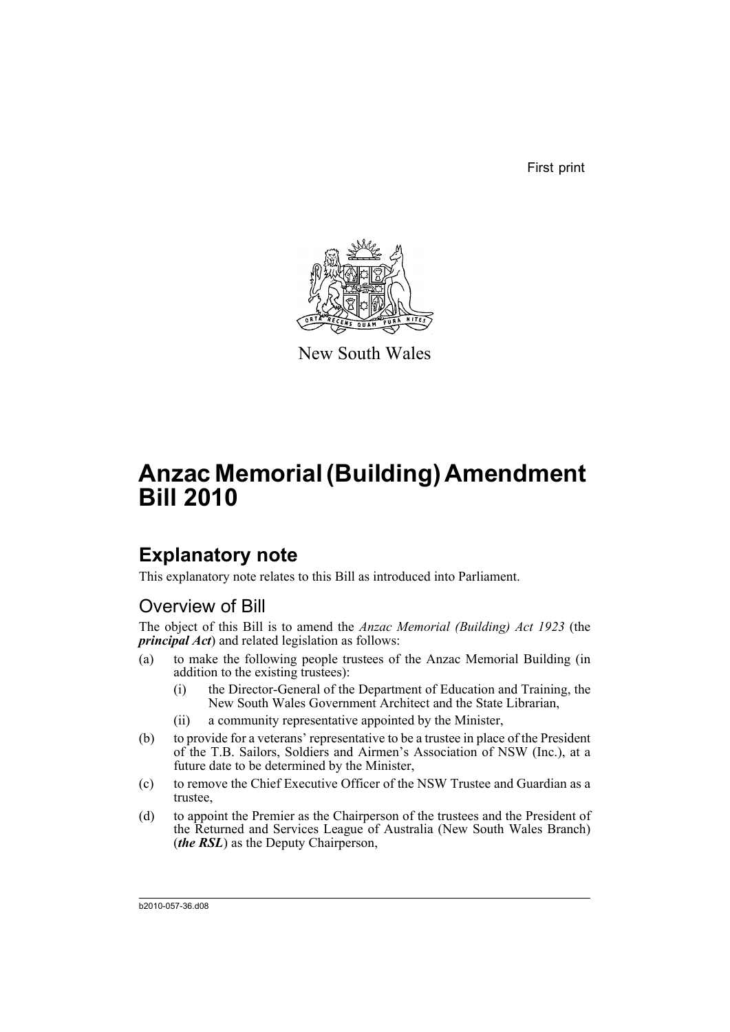First print

New South Wales

# Anzac Memorial (Building) Amendment Bill 2010

## Explanatory note

This explanatory note relates to this Bill as introduced into Parliament.

### Overview of Bill

The object of this Bill is to amend the *Anzac Memorial (Building) Act 1923* (the ***principal Act***) and related legislation as follows:

(a) to make the following people trustees of the Anzac Memorial Building (in addition to the existing trustees):

 (i) the Director-General of the Department of Education and Training, the New South Wales Government Architect and the State Librarian,

 (ii) a community representative appointed by the Minister,

(b) to provide for a veterans' representative to be a trustee in place of the President of the T.B. Sailors, Soldiers and Airmen's Association of NSW (Inc.), at a future date to be determined by the Minister,

(c) to remove the Chief Executive Officer of the NSW Trustee and Guardian as a trustee,

(d) to appoint the Premier as the Chairperson of the trustees and the President of the Returned and Services League of Australia (New South Wales Branch) (***the RSL***) as the Deputy Chairperson,

b2010-057-36.d08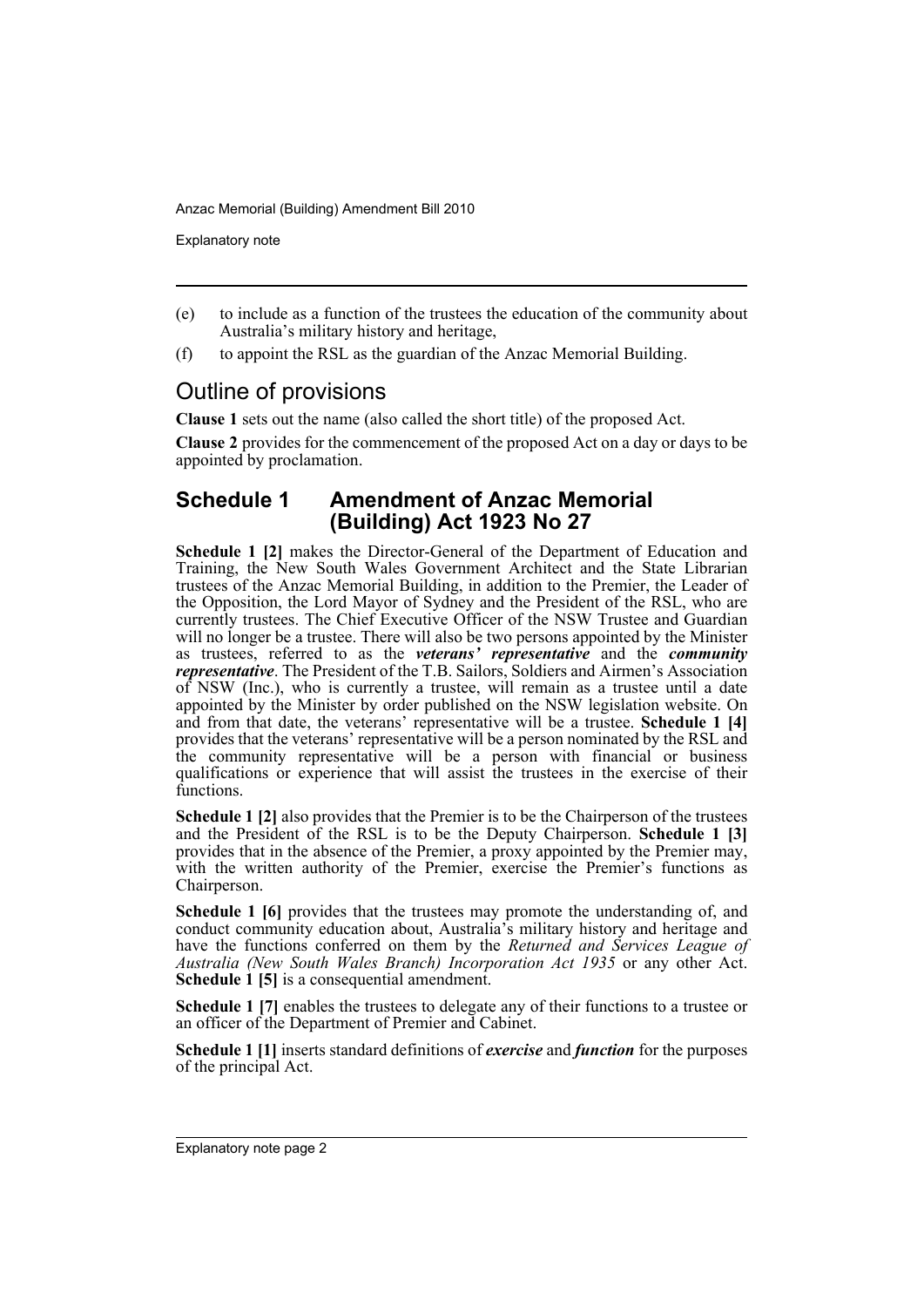(e) to include as a function of the trustees the education of the community about Australia's military history and heritage,

(f) to appoint the RSL as the guardian of the Anzac Memorial Building.

## Outline of provisions

**Clause 1** sets out the name (also called the short title) of the proposed Act.

**Clause 2** provides for the commencement of the proposed Act on a day or days to be appointed by proclamation.

## Schedule 1 Amendment of Anzac Memorial (Building) Act 1923 No 27

**Schedule 1 [2]** makes the Director-General of the Department of Education and Training, the New South Wales Government Architect and the State Librarian trustees of the Anzac Memorial Building, in addition to the Premier, the Leader of the Opposition, the Lord Mayor of Sydney and the President of the RSL, who are currently trustees. The Chief Executive Officer of the NSW Trustee and Guardian will no longer be a trustee. There will also be two persons appointed by the Minister as trustees, referred to as the ***veterans' representative*** and the ***community representative***. The President of the T.B. Sailors, Soldiers and Airmen's Association of NSW (Inc.), who is currently a trustee, will remain as a trustee until a date appointed by the Minister by order published on the NSW legislation website. On and from that date, the veterans' representative will be a trustee. **Schedule 1 [4]** provides that the veterans' representative will be a person nominated by the RSL and the community representative will be a person with financial or business qualifications or experience that will assist the trustees in the exercise of their functions.

**Schedule 1 [2]** also provides that the Premier is to be the Chairperson of the trustees and the President of the RSL is to be the Deputy Chairperson. **Schedule 1 [3]** provides that in the absence of the Premier, a proxy appointed by the Premier may, with the written authority of the Premier, exercise the Premier's functions as Chairperson.

**Schedule 1 [6]** provides that the trustees may promote the understanding of, and conduct community education about, Australia's military history and heritage and have the functions conferred on them by the *Returned and Services League of Australia (New South Wales Branch) Incorporation Act 1935* or any other Act. **Schedule 1 [5]** is a consequential amendment.

**Schedule 1 [7]** enables the trustees to delegate any of their functions to a trustee or an officer of the Department of Premier and Cabinet.

**Schedule 1 [1]** inserts standard definitions of ***exercise*** and ***function*** for the purposes of the principal Act.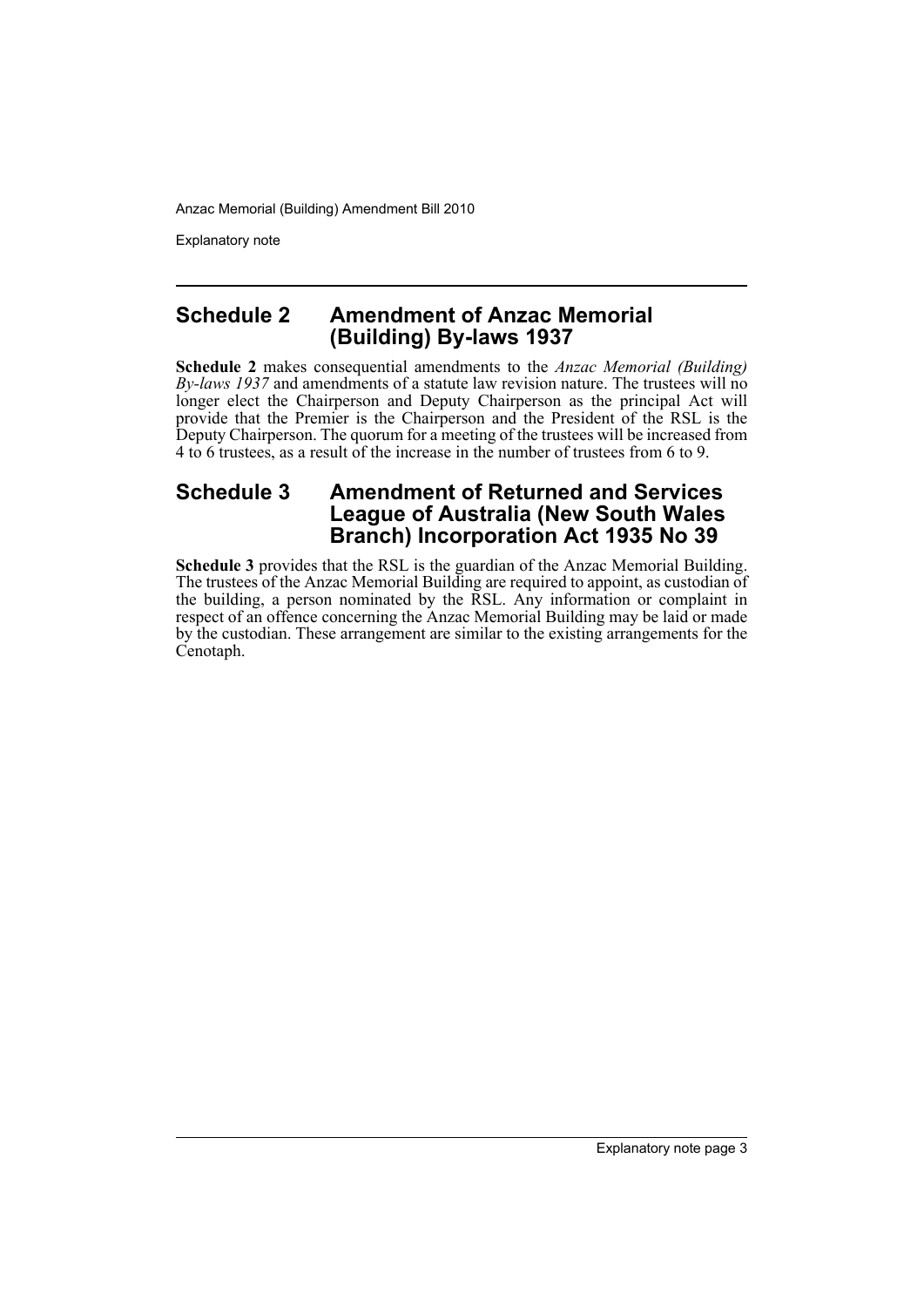## Schedule 2 Amendment of Anzac Memorial (Building) By-laws 1937

**Schedule 2** makes consequential amendments to the *Anzac Memorial (Building) By-laws 1937* and amendments of a statute law revision nature. The trustees will no longer elect the Chairperson and Deputy Chairperson as the principal Act will provide that the Premier is the Chairperson and the President of the RSL is the Deputy Chairperson. The quorum for a meeting of the trustees will be increased from 4 to 6 trustees, as a result of the increase in the number of trustees from 6 to 9.

## Schedule 3 Amendment of Returned and Services League of Australia (New South Wales Branch) Incorporation Act 1935 No 39

**Schedule 3** provides that the RSL is the guardian of the Anzac Memorial Building. The trustees of the Anzac Memorial Building are required to appoint, as custodian of the building, a person nominated by the RSL. Any information or complaint in respect of an offence concerning the Anzac Memorial Building may be laid or made by the custodian. These arrangement are similar to the existing arrangements for the Cenotaph.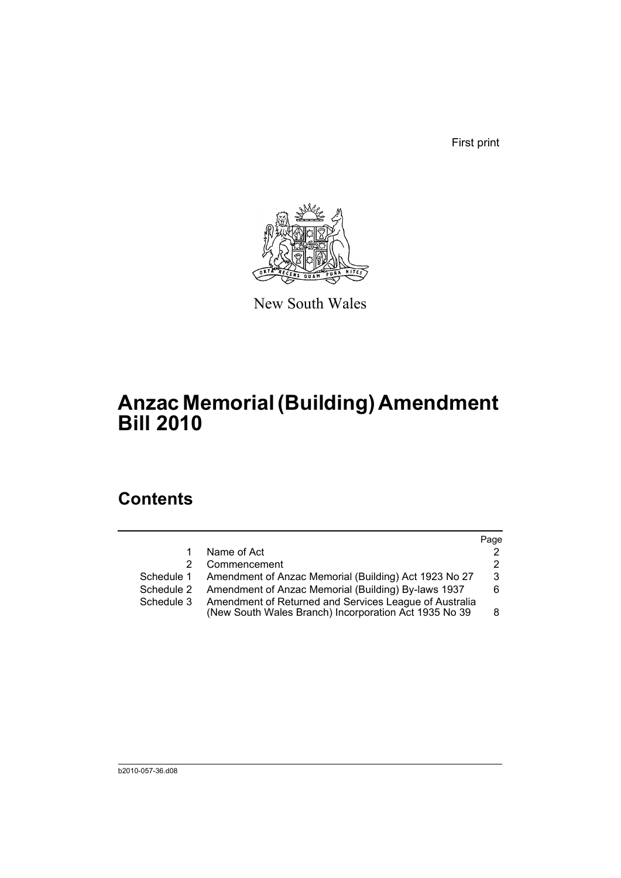First print

New South Wales

# Anzac Memorial (Building) Amendment Bill 2010

## Contents

| | | Page |
|---|---|---|
| 1 | Name of Act | 2 |
| 2 | Commencement | 2 |
| Schedule 1 | Amendment of Anzac Memorial (Building) Act 1923 No 27 | 3 |
| Schedule 2 | Amendment of Anzac Memorial (Building) By-laws 1937 | 6 |
| Schedule 3 | Amendment of Returned and Services League of Australia (New South Wales Branch) Incorporation Act 1935 No 39 | 8 |

b2010-057-36.d08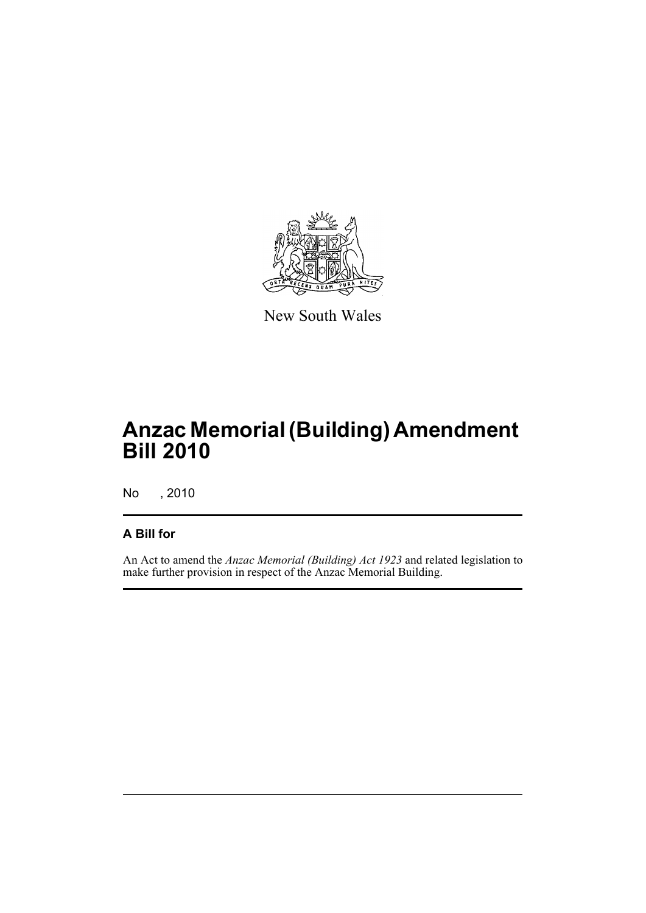New South Wales

# Anzac Memorial (Building) Amendment Bill 2010

No , 2010

## A Bill for

An Act to amend the *Anzac Memorial (Building) Act 1923* and related legislation to make further provision in respect of the Anzac Memorial Building.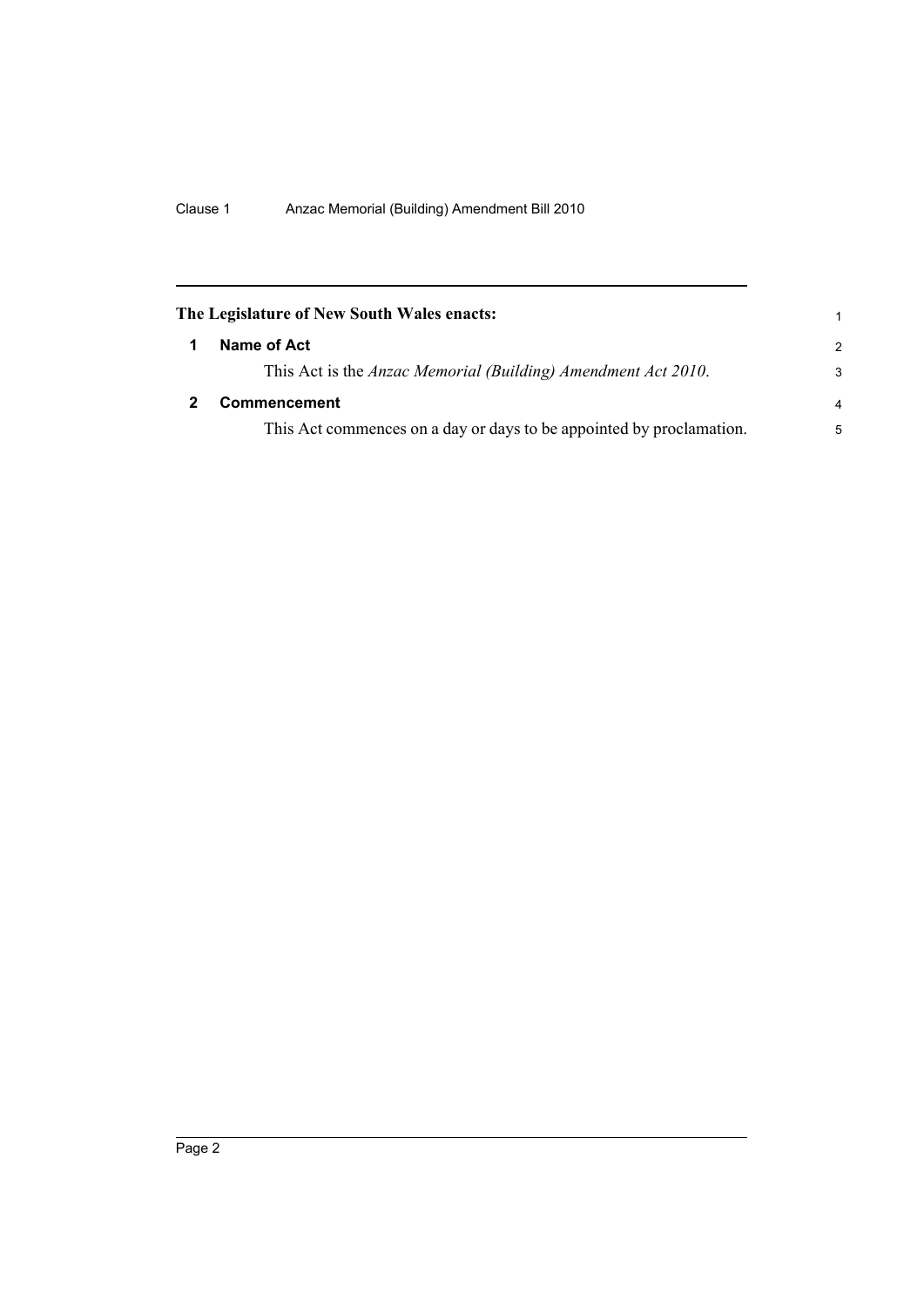**The Legislature of New South Wales enacts:**

## 1 Name of Act

This Act is the *Anzac Memorial (Building) Amendment Act 2010*.

## 2 Commencement

This Act commences on a day or days to be appointed by proclamation.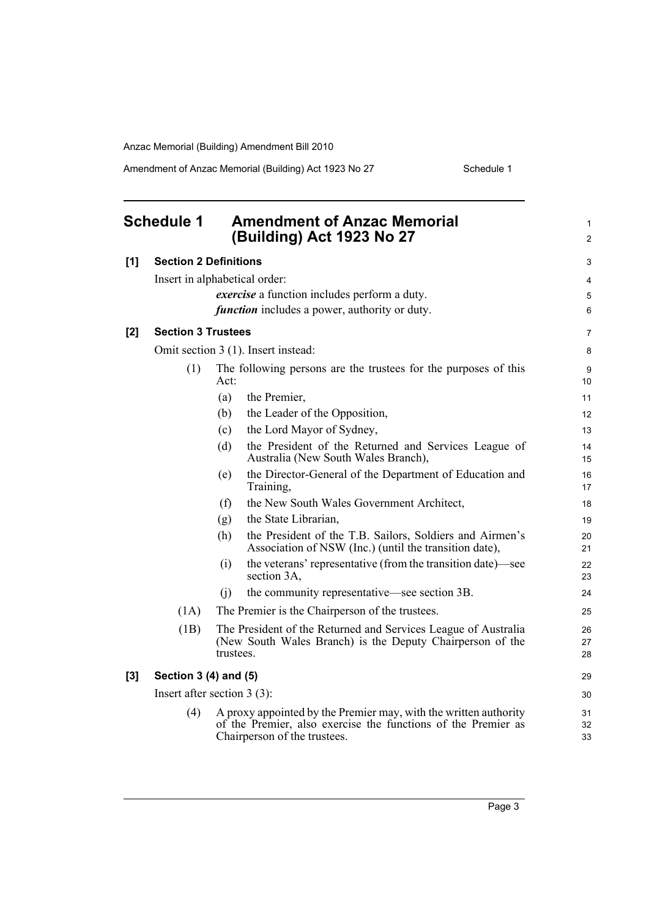# Schedule 1 Amendment of Anzac Memorial (Building) Act 1923 No 27

**[1] Section 2 Definitions**

Insert in alphabetical order:

> ***exercise*** a function includes perform a duty.
>
> ***function*** includes a power, authority or duty.

**[2] Section 3 Trustees**

Omit section 3 (1). Insert instead:

(1) The following persons are the trustees for the purposes of this Act:

- (a) the Premier,
- (b) the Leader of the Opposition,
- (c) the Lord Mayor of Sydney,
- (d) the President of the Returned and Services League of Australia (New South Wales Branch),
- (e) the Director-General of the Department of Education and Training,
- (f) the New South Wales Government Architect,
- (g) the State Librarian,
- (h) the President of the T.B. Sailors, Soldiers and Airmen's Association of NSW (Inc.) (until the transition date),
- (i) the veterans' representative (from the transition date)—see section 3A,
- (j) the community representative—see section 3B.

(1A) The Premier is the Chairperson of the trustees.

(1B) The President of the Returned and Services League of Australia (New South Wales Branch) is the Deputy Chairperson of the trustees.

**[3] Section 3 (4) and (5)**

Insert after section 3 (3):

(4) A proxy appointed by the Premier may, with the written authority of the Premier, also exercise the functions of the Premier as Chairperson of the trustees.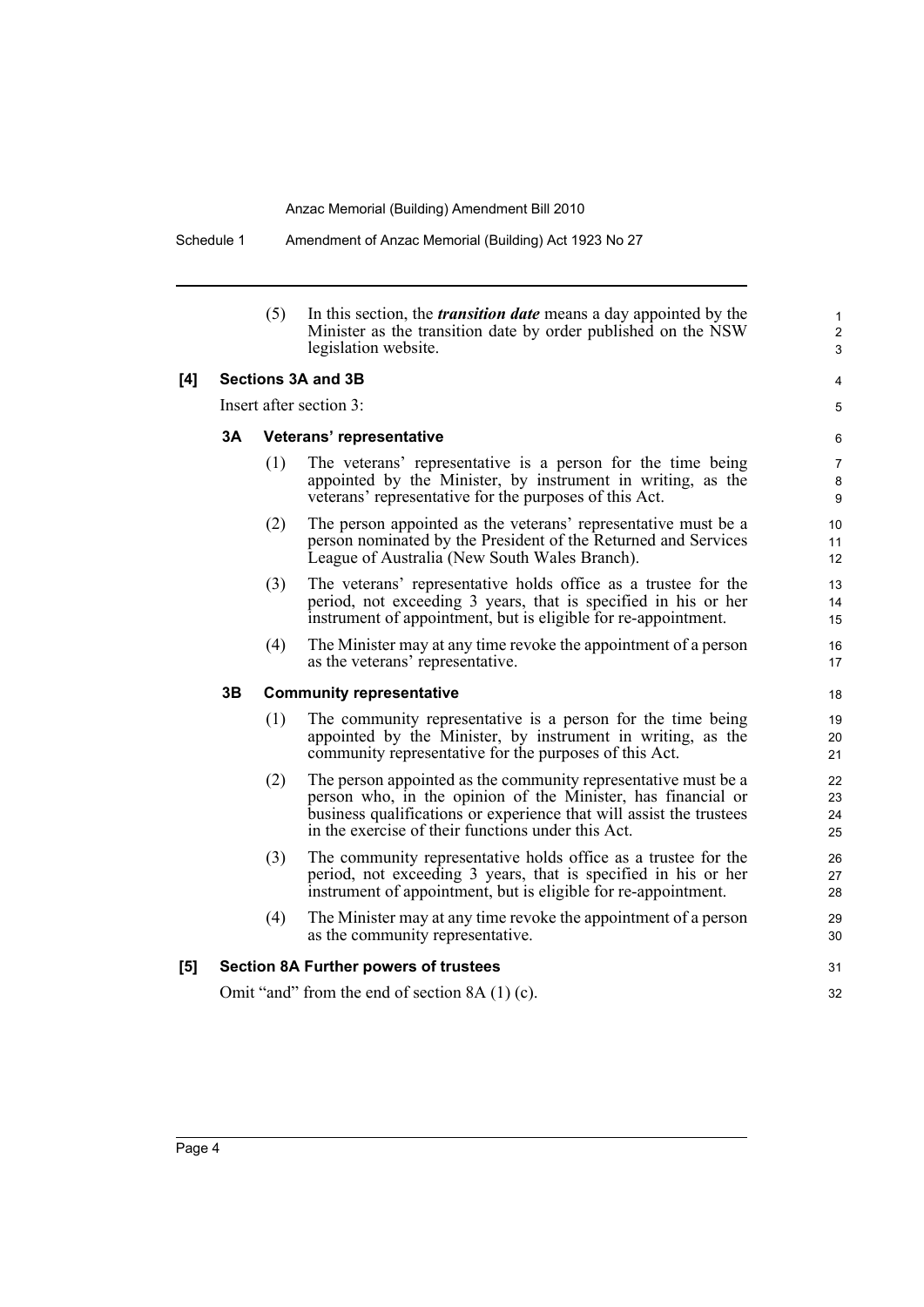(5) In this section, the ***transition date*** means a day appointed by the Minister as the transition date by order published on the NSW legislation website.

**[4] Sections 3A and 3B**

Insert after section 3:

**3A Veterans' representative**

(1) The veterans' representative is a person for the time being appointed by the Minister, by instrument in writing, as the veterans' representative for the purposes of this Act.

(2) The person appointed as the veterans' representative must be a person nominated by the President of the Returned and Services League of Australia (New South Wales Branch).

(3) The veterans' representative holds office as a trustee for the period, not exceeding 3 years, that is specified in his or her instrument of appointment, but is eligible for re-appointment.

(4) The Minister may at any time revoke the appointment of a person as the veterans' representative.

**3B Community representative**

(1) The community representative is a person for the time being appointed by the Minister, by instrument in writing, as the community representative for the purposes of this Act.

(2) The person appointed as the community representative must be a person who, in the opinion of the Minister, has financial or business qualifications or experience that will assist the trustees in the exercise of their functions under this Act.

(3) The community representative holds office as a trustee for the period, not exceeding 3 years, that is specified in his or her instrument of appointment, but is eligible for re-appointment.

(4) The Minister may at any time revoke the appointment of a person as the community representative.

**[5] Section 8A Further powers of trustees**

Omit "and" from the end of section 8A (1) (c).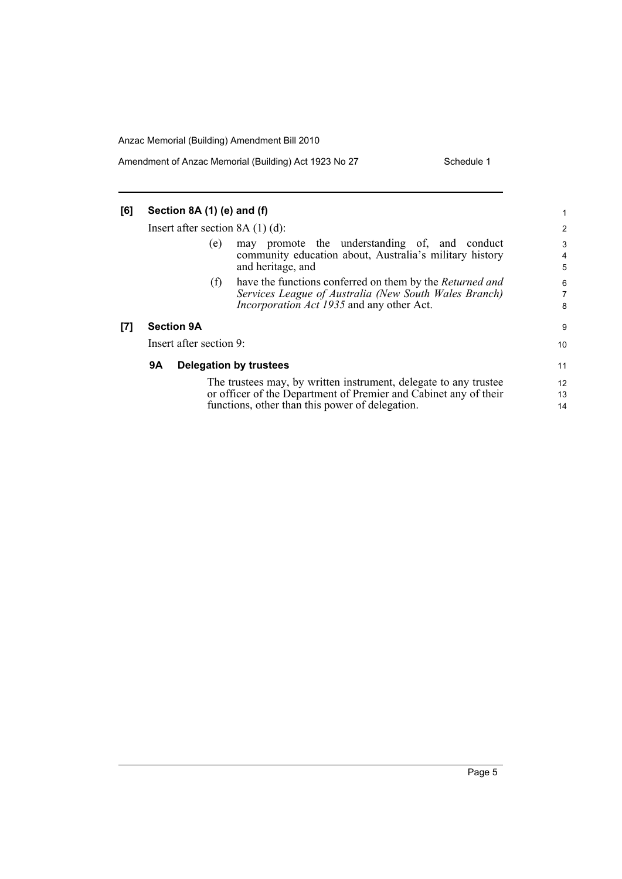**[6] Section 8A (1) (e) and (f)**

Insert after section 8A (1) (d):

(e) may promote the understanding of, and conduct community education about, Australia's military history and heritage, and

(f) have the functions conferred on them by the *Returned and Services League of Australia (New South Wales Branch) Incorporation Act 1935* and any other Act.

**[7] Section 9A**

Insert after section 9:

**9A Delegation by trustees**

The trustees may, by written instrument, delegate to any trustee or officer of the Department of Premier and Cabinet any of their functions, other than this power of delegation.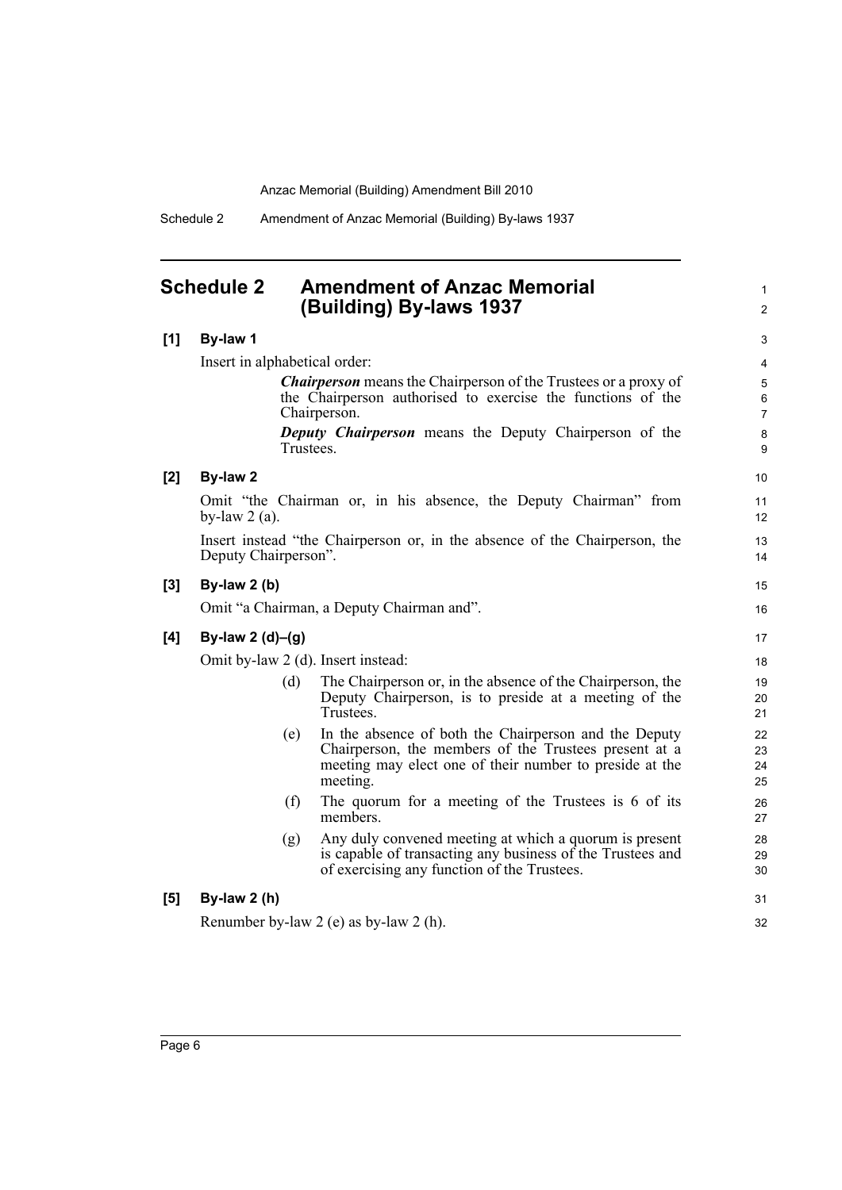## Schedule 2 Amendment of Anzac Memorial (Building) By-laws 1937

**[1] By-law 1**

Insert in alphabetical order:

> ***Chairperson*** means the Chairperson of the Trustees or a proxy of the Chairperson authorised to exercise the functions of the Chairperson.
>
> ***Deputy Chairperson*** means the Deputy Chairperson of the Trustees.

**[2] By-law 2**

Omit "the Chairman or, in his absence, the Deputy Chairman" from by-law 2 (a).

Insert instead "the Chairperson or, in the absence of the Chairperson, the Deputy Chairperson".

**[3] By-law 2 (b)**

Omit "a Chairman, a Deputy Chairman and".

**[4] By-law 2 (d)–(g)**

Omit by-law 2 (d). Insert instead:

> (d) The Chairperson or, in the absence of the Chairperson, the Deputy Chairperson, is to preside at a meeting of the Trustees.
>
> (e) In the absence of both the Chairperson and the Deputy Chairperson, the members of the Trustees present at a meeting may elect one of their number to preside at the meeting.
>
> (f) The quorum for a meeting of the Trustees is 6 of its members.
>
> (g) Any duly convened meeting at which a quorum is present is capable of transacting any business of the Trustees and of exercising any function of the Trustees.

**[5] By-law 2 (h)**

Renumber by-law 2 (e) as by-law 2 (h).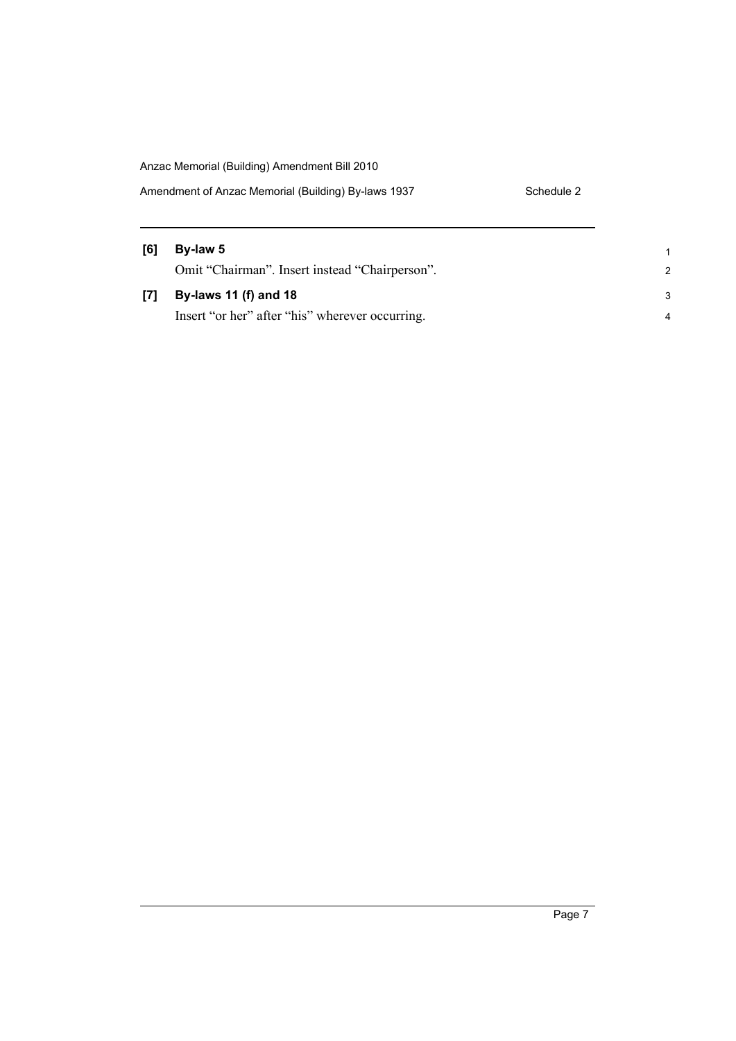**[6] By-law 5**

Omit "Chairman". Insert instead "Chairperson".

**[7] By-laws 11 (f) and 18**

Insert "or her" after "his" wherever occurring.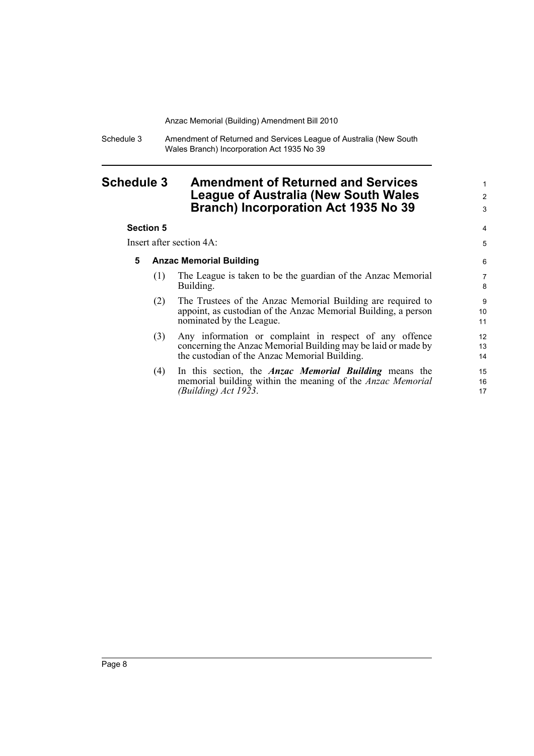# Schedule 3 Amendment of Returned and Services League of Australia (New South Wales Branch) Incorporation Act 1935 No 39

**Section 5**

Insert after section 4A:

### 5 Anzac Memorial Building

(1) The League is taken to be the guardian of the Anzac Memorial Building.

(2) The Trustees of the Anzac Memorial Building are required to appoint, as custodian of the Anzac Memorial Building, a person nominated by the League.

(3) Any information or complaint in respect of any offence concerning the Anzac Memorial Building may be laid or made by the custodian of the Anzac Memorial Building.

(4) In this section, the ***Anzac Memorial Building*** means the memorial building within the meaning of the *Anzac Memorial (Building) Act 1923*.